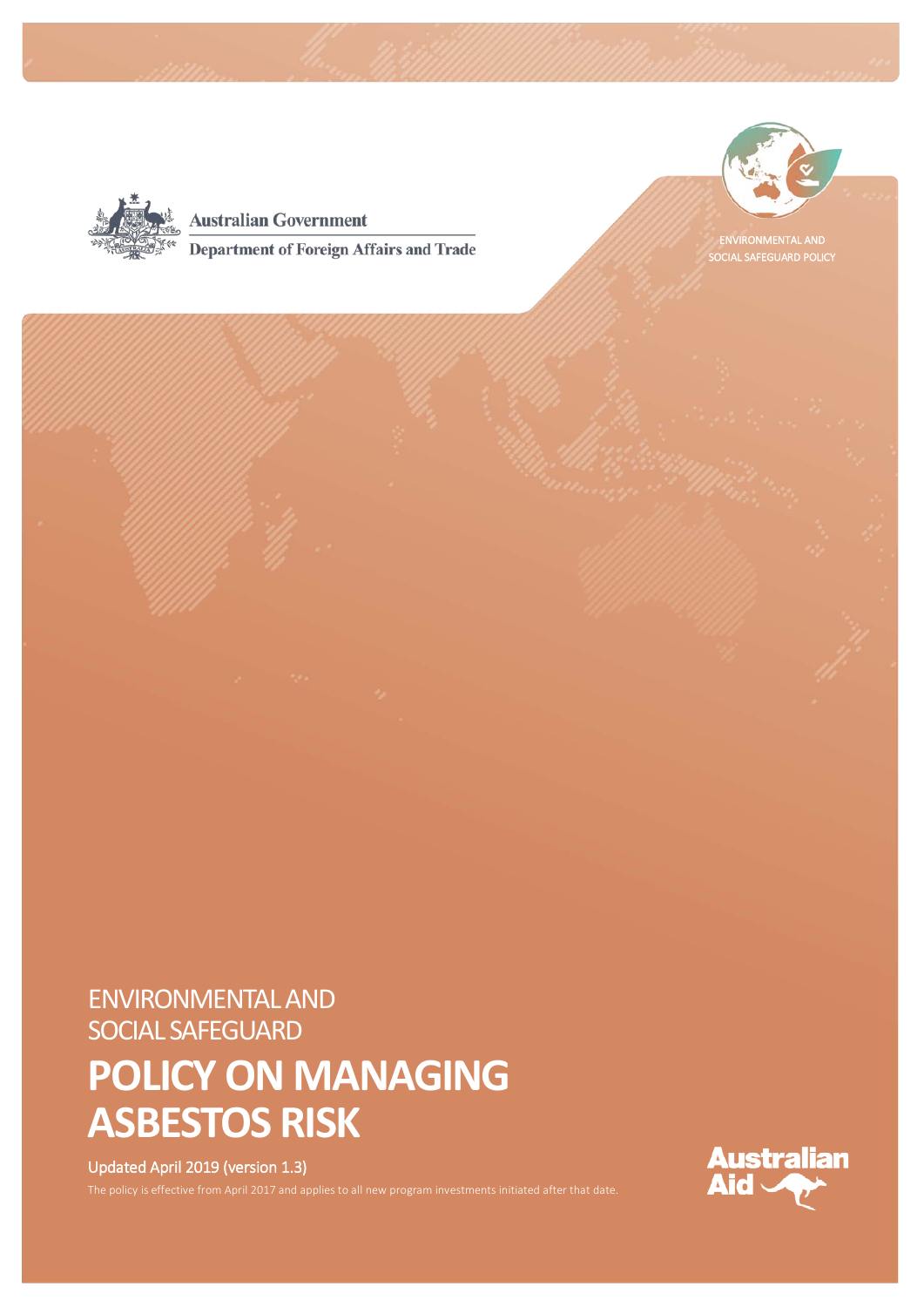Australian Government

Department of Foreign Affairs and Trade

ENVIRONMENTAL AND SOCIAL SAFEGUARD POLICY

ENVIRONMENTAL AND SOCIAL SAFEGUARD

# POLICY ON MANAGING ASBESTOS RISK

Updated April 2019 (version 1.3)

The policy is effective from April 2017 and applies to all new program investments initiated after that date.

Australian Aid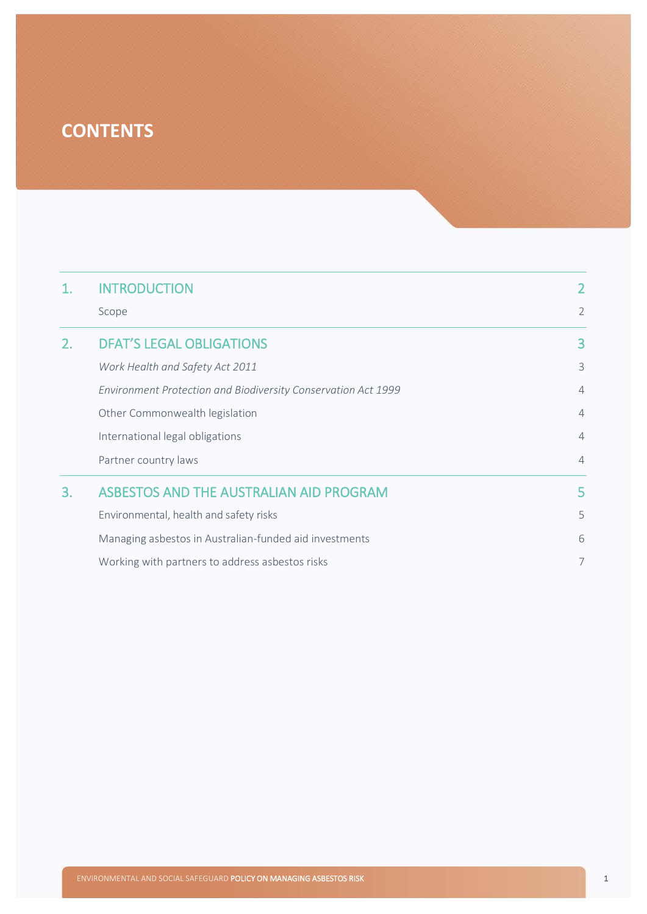# CONTENTS

| | | |
|---|---|---|
| 1. | INTRODUCTION | 2 |
| | Scope | 2 |
| 2. | DFAT'S LEGAL OBLIGATIONS | 3 |
| | *Work Health and Safety Act 2011* | 3 |
| | *Environment Protection and Biodiversity Conservation Act 1999* | 4 |
| | Other Commonwealth legislation | 4 |
| | International legal obligations | 4 |
| | Partner country laws | 4 |
| 3. | ASBESTOS AND THE AUSTRALIAN AID PROGRAM | 5 |
| | Environmental, health and safety risks | 5 |
| | Managing asbestos in Australian-funded aid investments | 6 |
| | Working with partners to address asbestos risks | 7 |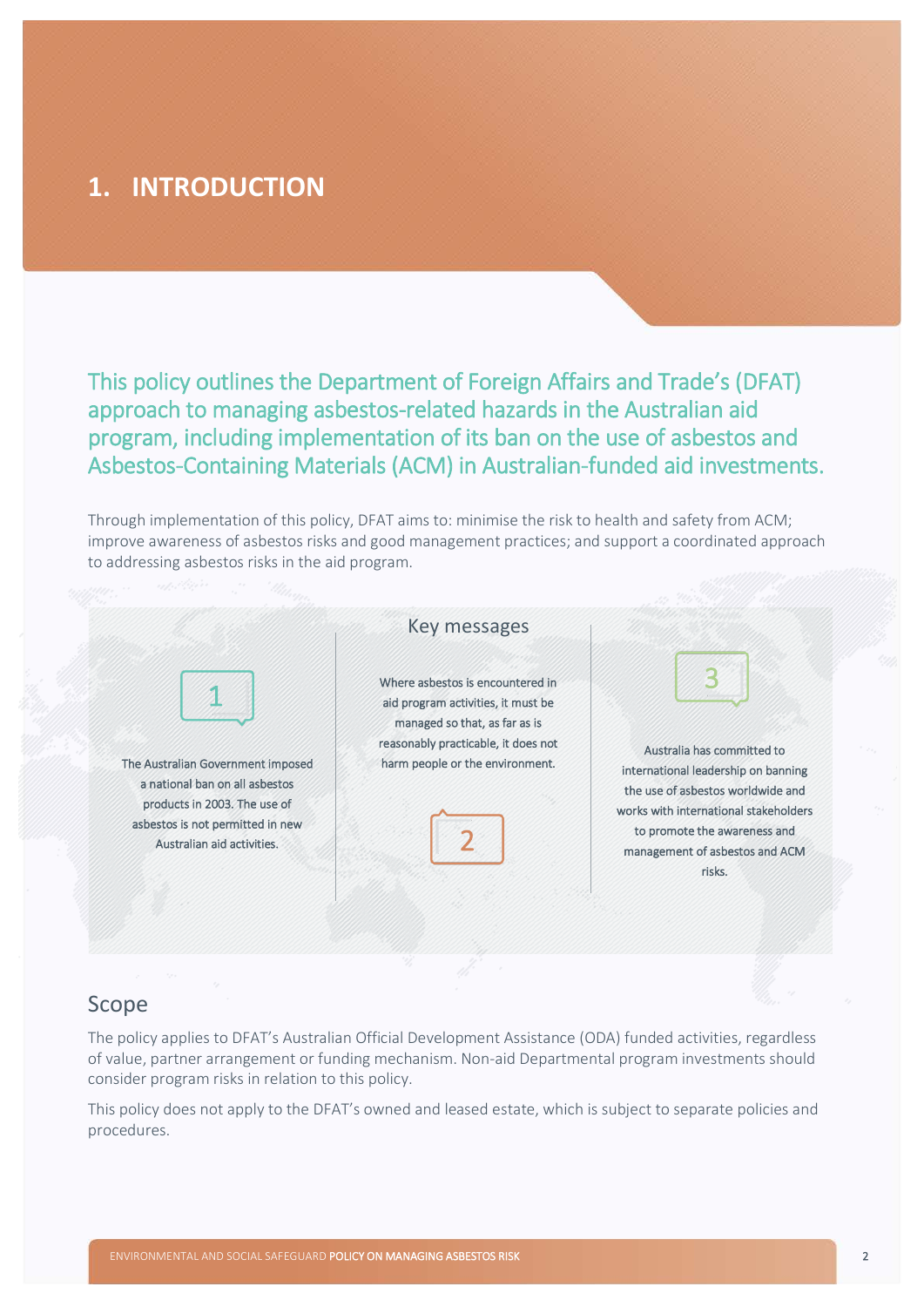# 1. INTRODUCTION

**This policy outlines the Department of Foreign Affairs and Trade's (DFAT) approach to managing asbestos-related hazards in the Australian aid program, including implementation of its ban on the use of asbestos and Asbestos-Containing Materials (ACM) in Australian-funded aid investments.**

Through implementation of this policy, DFAT aims to: minimise the risk to health and safety from ACM; improve awareness of asbestos risks and good management practices; and support a coordinated approach to addressing asbestos risks in the aid program.

### Key messages

1. The Australian Government imposed a national ban on all asbestos products in 2003. The use of asbestos is not permitted in new Australian aid activities.
2. Where asbestos is encountered in aid program activities, it must be managed so that, as far as is reasonably practicable, it does not harm people or the environment.
3. Australia has committed to international leadership on banning the use of asbestos worldwide and works with international stakeholders to promote the awareness and management of asbestos and ACM risks.

## Scope

The policy applies to DFAT's Australian Official Development Assistance (ODA) funded activities, regardless of value, partner arrangement or funding mechanism. Non-aid Departmental program investments should consider program risks in relation to this policy.

This policy does not apply to the DFAT's owned and leased estate, which is subject to separate policies and procedures.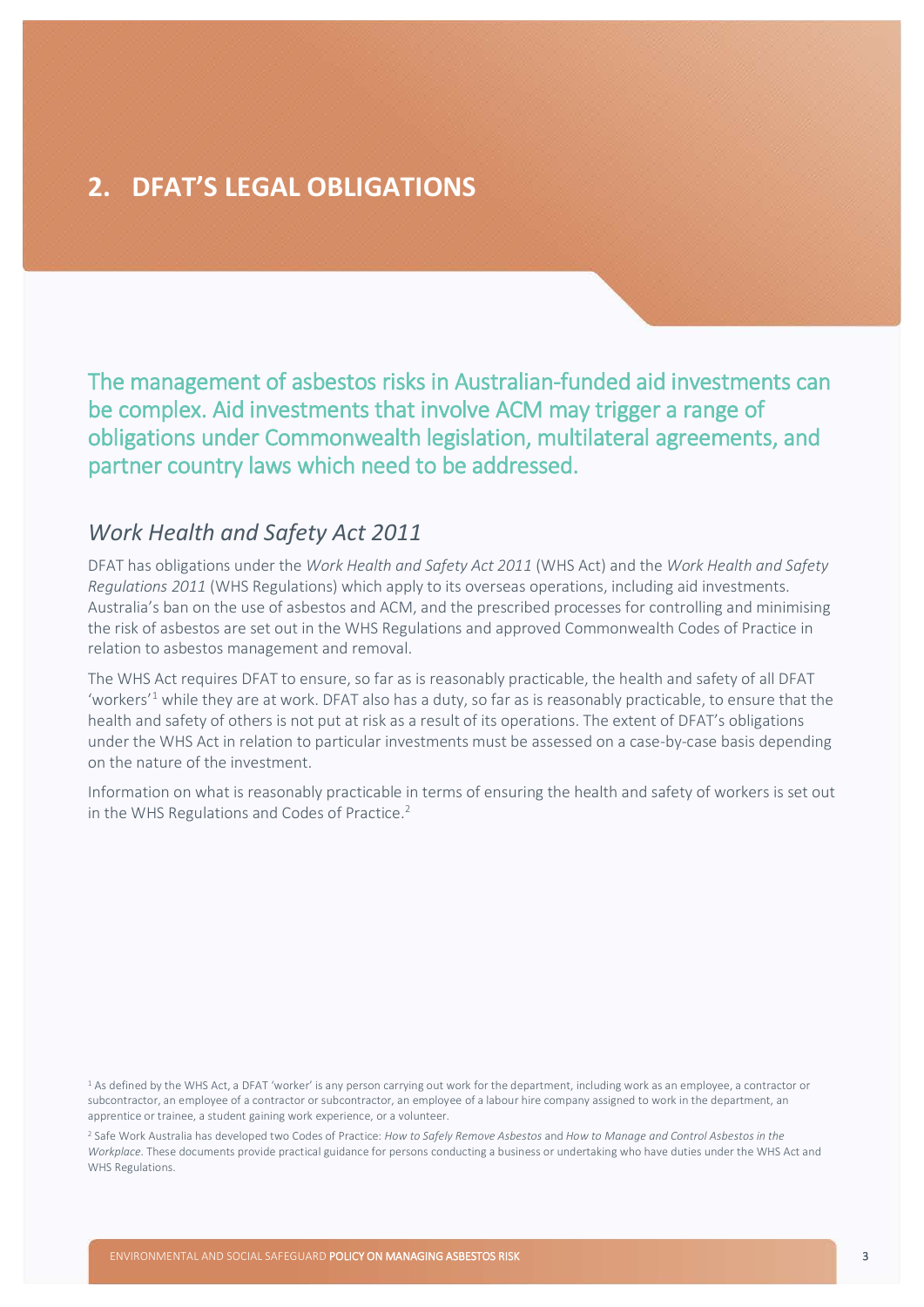# 2. DFAT'S LEGAL OBLIGATIONS

The management of asbestos risks in Australian-funded aid investments can be complex. Aid investments that involve ACM may trigger a range of obligations under Commonwealth legislation, multilateral agreements, and partner country laws which need to be addressed.

## *Work Health and Safety Act 2011*

DFAT has obligations under the *Work Health and Safety Act 2011* (WHS Act) and the *Work Health and Safety Regulations 2011* (WHS Regulations) which apply to its overseas operations, including aid investments. Australia's ban on the use of asbestos and ACM, and the prescribed processes for controlling and minimising the risk of asbestos are set out in the WHS Regulations and approved Commonwealth Codes of Practice in relation to asbestos management and removal.

The WHS Act requires DFAT to ensure, so far as is reasonably practicable, the health and safety of all DFAT 'workers'[1] while they are at work. DFAT also has a duty, so far as is reasonably practicable, to ensure that the health and safety of others is not put at risk as a result of its operations. The extent of DFAT's obligations under the WHS Act in relation to particular investments must be assessed on a case-by-case basis depending on the nature of the investment.

Information on what is reasonably practicable in terms of ensuring the health and safety of workers is set out in the WHS Regulations and Codes of Practice.[2]

[1] As defined by the WHS Act, a DFAT 'worker' is any person carrying out work for the department, including work as an employee, a contractor or subcontractor, an employee of a contractor or subcontractor, an employee of a labour hire company assigned to work in the department, an apprentice or trainee, a student gaining work experience, or a volunteer.

[2] Safe Work Australia has developed two Codes of Practice: *How to Safely Remove Asbestos* and *How to Manage and Control Asbestos in the Workplace*. These documents provide practical guidance for persons conducting a business or undertaking who have duties under the WHS Act and WHS Regulations.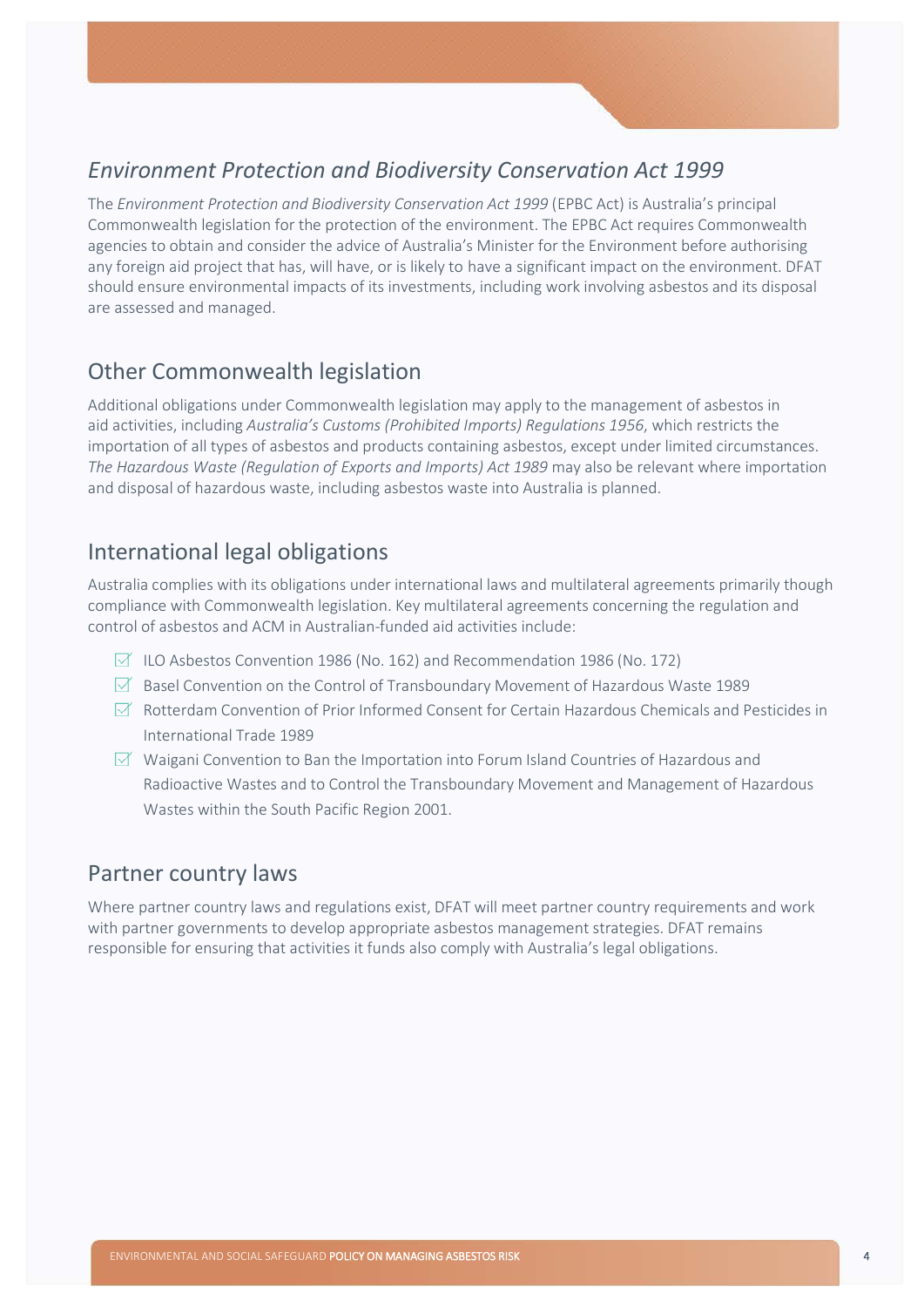## *Environment Protection and Biodiversity Conservation Act 1999*

The *Environment Protection and Biodiversity Conservation Act 1999* (EPBC Act) is Australia's principal Commonwealth legislation for the protection of the environment. The EPBC Act requires Commonwealth agencies to obtain and consider the advice of Australia's Minister for the Environment before authorising any foreign aid project that has, will have, or is likely to have a significant impact on the environment. DFAT should ensure environmental impacts of its investments, including work involving asbestos and its disposal are assessed and managed.

## Other Commonwealth legislation

Additional obligations under Commonwealth legislation may apply to the management of asbestos in aid activities, including *Australia's Customs (Prohibited Imports) Regulations 1956*, which restricts the importation of all types of asbestos and products containing asbestos, except under limited circumstances. *The Hazardous Waste (Regulation of Exports and Imports) Act 1989* may also be relevant where importation and disposal of hazardous waste, including asbestos waste into Australia is planned.

## International legal obligations

Australia complies with its obligations under international laws and multilateral agreements primarily though compliance with Commonwealth legislation. Key multilateral agreements concerning the regulation and control of asbestos and ACM in Australian-funded aid activities include:

- ILO Asbestos Convention 1986 (No. 162) and Recommendation 1986 (No. 172)
- Basel Convention on the Control of Transboundary Movement of Hazardous Waste 1989
- Rotterdam Convention of Prior Informed Consent for Certain Hazardous Chemicals and Pesticides in International Trade 1989
- Waigani Convention to Ban the Importation into Forum Island Countries of Hazardous and Radioactive Wastes and to Control the Transboundary Movement and Management of Hazardous Wastes within the South Pacific Region 2001.

## Partner country laws

Where partner country laws and regulations exist, DFAT will meet partner country requirements and work with partner governments to develop appropriate asbestos management strategies. DFAT remains responsible for ensuring that activities it funds also comply with Australia's legal obligations.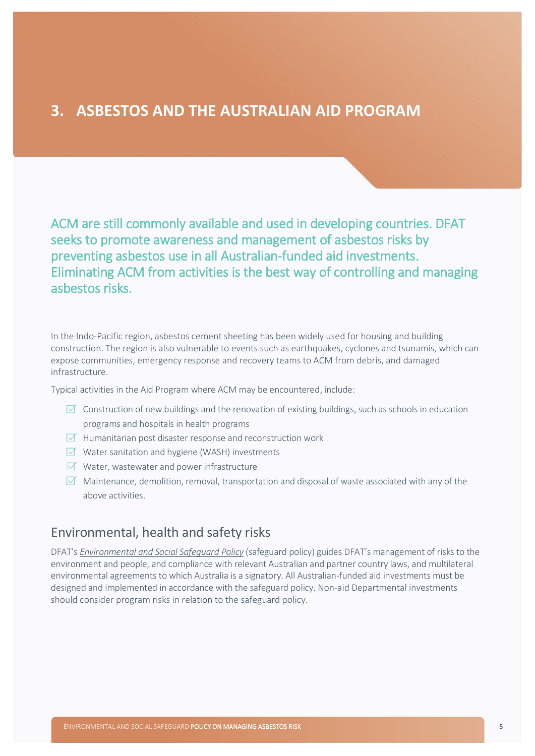# 3. ASBESTOS AND THE AUSTRALIAN AID PROGRAM

ACM are still commonly available and used in developing countries. DFAT seeks to promote awareness and management of asbestos risks by preventing asbestos use in all Australian-funded aid investments. Eliminating ACM from activities is the best way of controlling and managing asbestos risks.

In the Indo-Pacific region, asbestos cement sheeting has been widely used for housing and building construction. The region is also vulnerable to events such as earthquakes, cyclones and tsunamis, which can expose communities, emergency response and recovery teams to ACM from debris, and damaged infrastructure.

Typical activities in the Aid Program where ACM may be encountered, include:

- Construction of new buildings and the renovation of existing buildings, such as schools in education programs and hospitals in health programs
- Humanitarian post disaster response and reconstruction work
- Water sanitation and hygiene (WASH) investments
- Water, wastewater and power infrastructure
- Maintenance, demolition, removal, transportation and disposal of waste associated with any of the above activities.

## Environmental, health and safety risks

DFAT's *Environmental and Social Safeguard Policy* (safeguard policy) guides DFAT's management of risks to the environment and people, and compliance with relevant Australian and partner country laws, and multilateral environmental agreements to which Australia is a signatory. All Australian-funded aid investments must be designed and implemented in accordance with the safeguard policy. Non-aid Departmental investments should consider program risks in relation to the safeguard policy.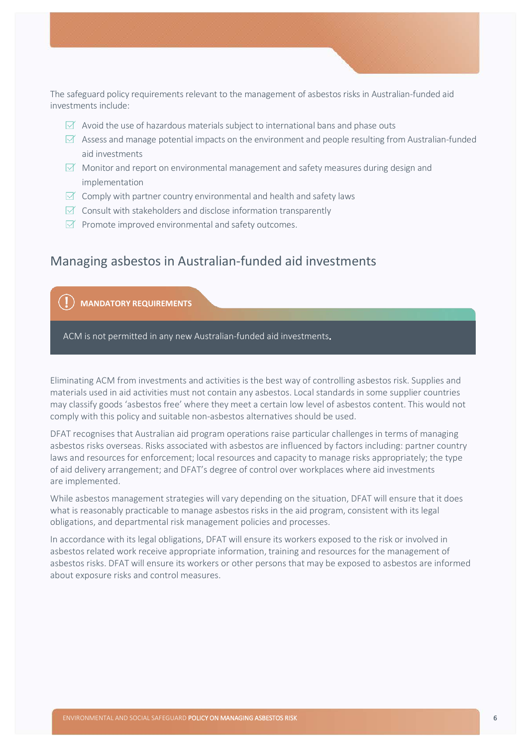The safeguard policy requirements relevant to the management of asbestos risks in Australian-funded aid investments include:

- Avoid the use of hazardous materials subject to international bans and phase outs
- Assess and manage potential impacts on the environment and people resulting from Australian-funded aid investments
- Monitor and report on environmental management and safety measures during design and implementation
- Comply with partner country environmental and health and safety laws
- Consult with stakeholders and disclose information transparently
- Promote improved environmental and safety outcomes.

## Managing asbestos in Australian-funded aid investments

**MANDATORY REQUIREMENTS**

ACM is not permitted in any new Australian-funded aid investments.

Eliminating ACM from investments and activities is the best way of controlling asbestos risk. Supplies and materials used in aid activities must not contain any asbestos. Local standards in some supplier countries may classify goods 'asbestos free' where they meet a certain low level of asbestos content. This would not comply with this policy and suitable non-asbestos alternatives should be used.

DFAT recognises that Australian aid program operations raise particular challenges in terms of managing asbestos risks overseas. Risks associated with asbestos are influenced by factors including: partner country laws and resources for enforcement; local resources and capacity to manage risks appropriately; the type of aid delivery arrangement; and DFAT's degree of control over workplaces where aid investments are implemented.

While asbestos management strategies will vary depending on the situation, DFAT will ensure that it does what is reasonably practicable to manage asbestos risks in the aid program, consistent with its legal obligations, and departmental risk management policies and processes.

In accordance with its legal obligations, DFAT will ensure its workers exposed to the risk or involved in asbestos related work receive appropriate information, training and resources for the management of asbestos risks. DFAT will ensure its workers or other persons that may be exposed to asbestos are informed about exposure risks and control measures.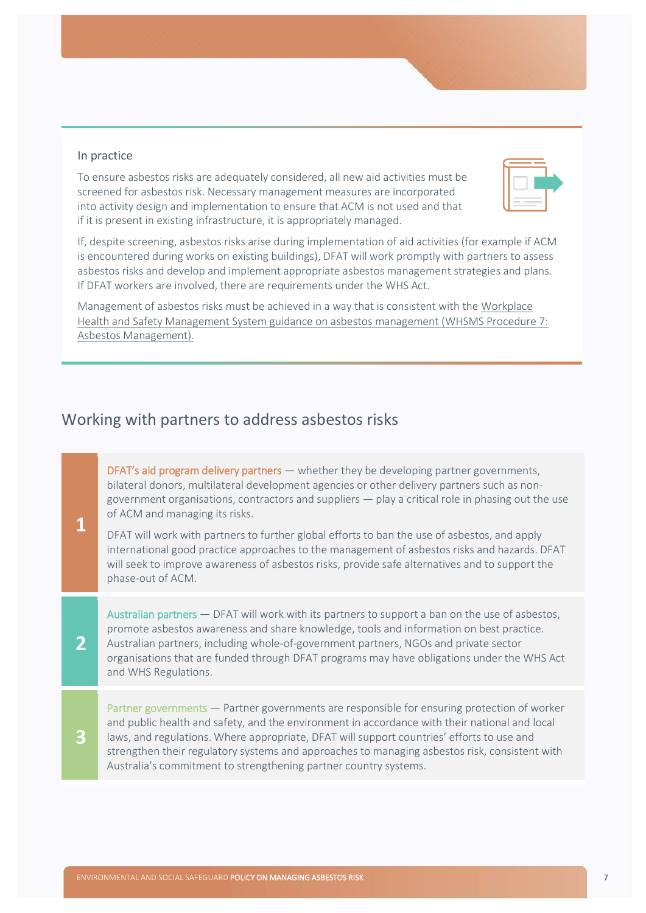### In practice

To ensure asbestos risks are adequately considered, all new aid activities must be screened for asbestos risk. Necessary management measures are incorporated into activity design and implementation to ensure that ACM is not used and that if it is present in existing infrastructure, it is appropriately managed.

If, despite screening, asbestos risks arise during implementation of aid activities (for example if ACM is encountered during works on existing buildings), DFAT will work promptly with partners to assess asbestos risks and develop and implement appropriate asbestos management strategies and plans. If DFAT workers are involved, there are requirements under the WHS Act.

Management of asbestos risks must be achieved in a way that is consistent with the Workplace Health and Safety Management System guidance on asbestos management (WHSMS Procedure 7: Asbestos Management).

## Working with partners to address asbestos risks

**1**

DFAT's aid program delivery partners — whether they be developing partner governments, bilateral donors, multilateral development agencies or other delivery partners such as non-government organisations, contractors and suppliers — play a critical role in phasing out the use of ACM and managing its risks.

DFAT will work with partners to further global efforts to ban the use of asbestos, and apply international good practice approaches to the management of asbestos risks and hazards. DFAT will seek to improve awareness of asbestos risks, provide safe alternatives and to support the phase-out of ACM.

**2**

Australian partners — DFAT will work with its partners to support a ban on the use of asbestos, promote asbestos awareness and share knowledge, tools and information on best practice. Australian partners, including whole-of-government partners, NGOs and private sector organisations that are funded through DFAT programs may have obligations under the WHS Act and WHS Regulations.

**3**

Partner governments — Partner governments are responsible for ensuring protection of worker and public health and safety, and the environment in accordance with their national and local laws, and regulations. Where appropriate, DFAT will support countries' efforts to use and strengthen their regulatory systems and approaches to managing asbestos risk, consistent with Australia's commitment to strengthening partner country systems.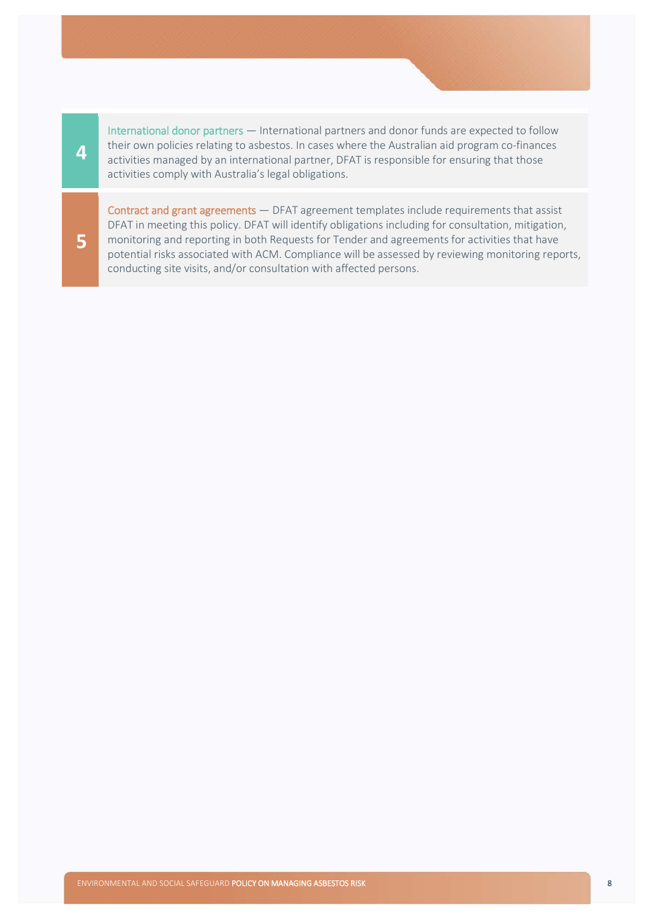**4**

International donor partners — International partners and donor funds are expected to follow their own policies relating to asbestos. In cases where the Australian aid program co-finances activities managed by an international partner, DFAT is responsible for ensuring that those activities comply with Australia's legal obligations.

**5**

Contract and grant agreements — DFAT agreement templates include requirements that assist DFAT in meeting this policy. DFAT will identify obligations including for consultation, mitigation, monitoring and reporting in both Requests for Tender and agreements for activities that have potential risks associated with ACM. Compliance will be assessed by reviewing monitoring reports, conducting site visits, and/or consultation with affected persons.